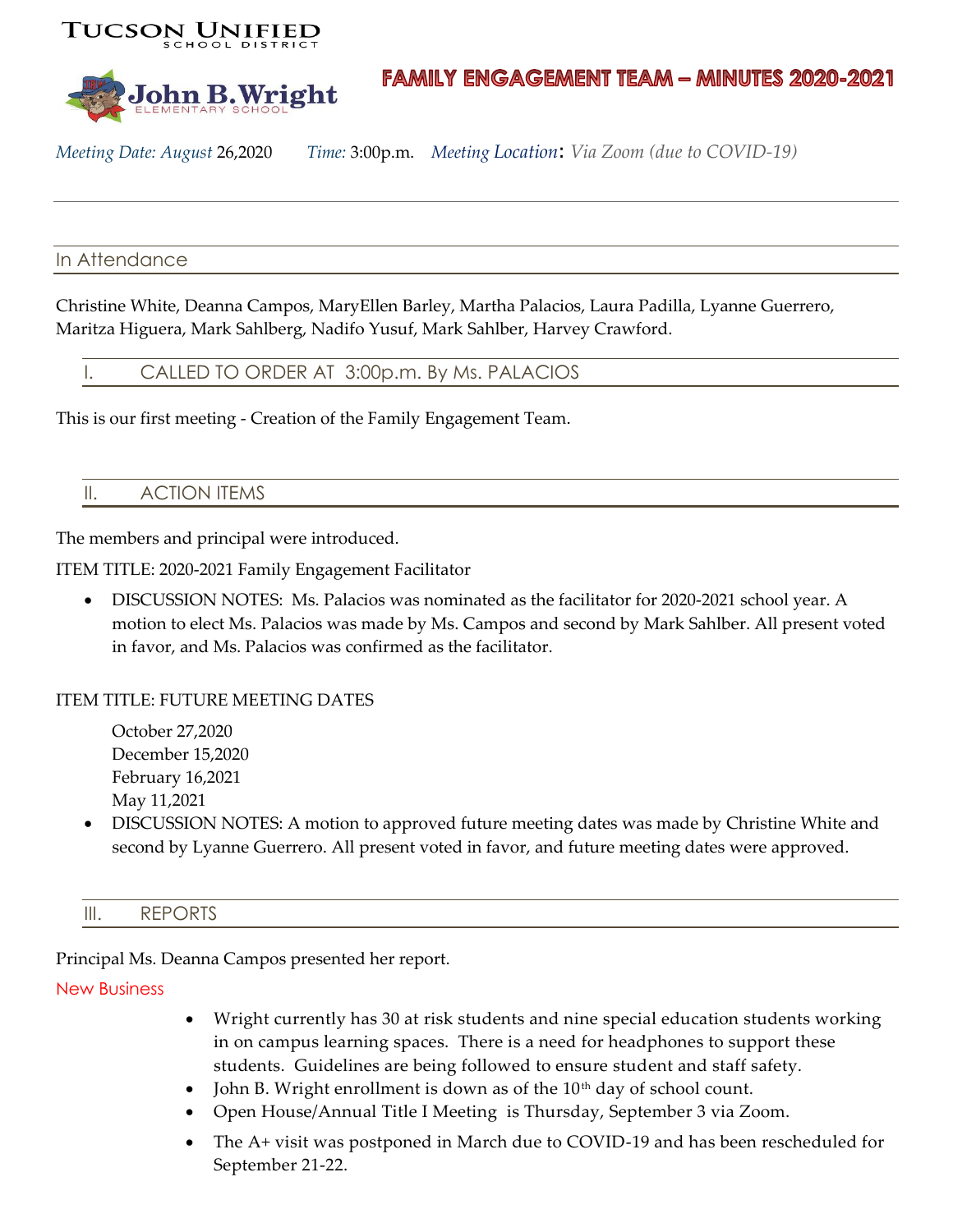TUCSON UNIFIED
SCHOOL DISTRICT

John B. Wright
ELEMENTARY SCHOOL

# FAMILY ENGAGEMENT TEAM – MINUTES 2020-2021

*Meeting Date: August* 26,2020 *Time:* 3:00p.m. *Meeting Location*: *Via Zoom (due to COVID-19)*

---

## In Attendance

Christine White, Deanna Campos, MaryEllen Barley, Martha Palacios, Laura Padilla, Lyanne Guerrero, Maritza Higuera, Mark Sahlberg, Nadifo Yusuf, Mark Sahlber, Harvey Crawford.

## I. CALLED TO ORDER AT 3:00p.m. By Ms. PALACIOS

This is our first meeting - Creation of the Family Engagement Team.

## II. ACTION ITEMS

The members and principal were introduced.

ITEM TITLE: 2020-2021 Family Engagement Facilitator

- DISCUSSION NOTES: Ms. Palacios was nominated as the facilitator for 2020-2021 school year. A motion to elect Ms. Palacios was made by Ms. Campos and second by Mark Sahlber. All present voted in favor, and Ms. Palacios was confirmed as the facilitator.

ITEM TITLE: FUTURE MEETING DATES

October 27,2020
December 15,2020
February 16,2021
May 11,2021

- DISCUSSION NOTES: A motion to approved future meeting dates was made by Christine White and second by Lyanne Guerrero. All present voted in favor, and future meeting dates were approved.

## III. REPORTS

Principal Ms. Deanna Campos presented her report.

New Business

- Wright currently has 30 at risk students and nine special education students working in on campus learning spaces. There is a need for headphones to support these students. Guidelines are being followed to ensure student and staff safety.
- John B. Wright enrollment is down as of the 10th day of school count.
- Open House/Annual Title I Meeting is Thursday, September 3 via Zoom.
- The A+ visit was postponed in March due to COVID-19 and has been rescheduled for September 21-22.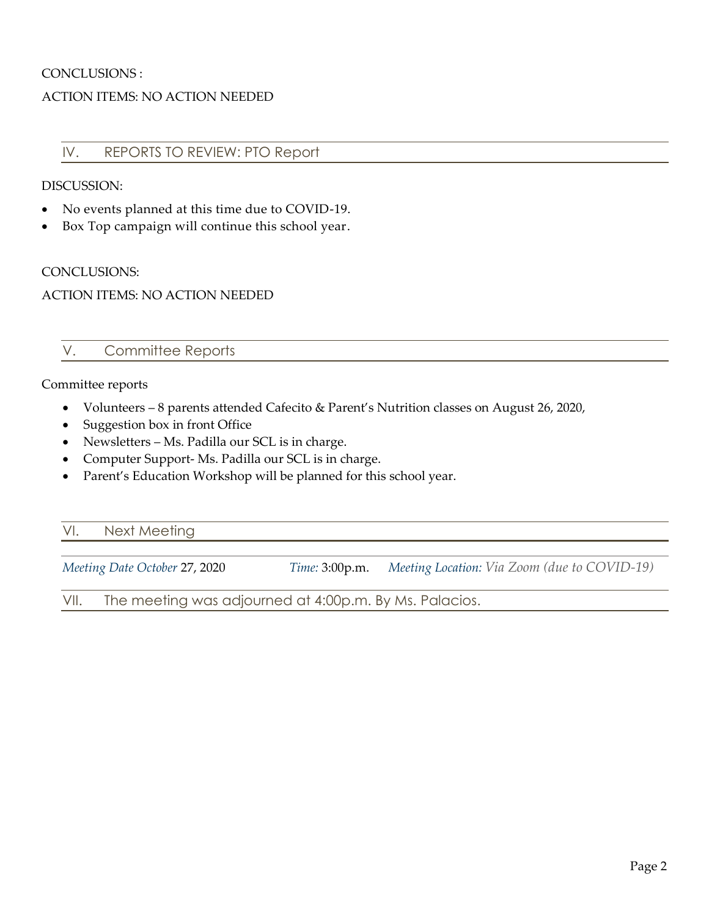CONCLUSIONS :

ACTION ITEMS: NO ACTION NEEDED

## IV. REPORTS TO REVIEW: PTO Report

DISCUSSION:

- No events planned at this time due to COVID-19.
- Box Top campaign will continue this school year.

CONCLUSIONS:

ACTION ITEMS: NO ACTION NEEDED

## V. Committee Reports

Committee reports

- Volunteers – 8 parents attended Cafecito & Parent's Nutrition classes on August 26, 2020,
- Suggestion box in front Office
- Newsletters – Ms. Padilla our SCL is in charge.
- Computer Support- Ms. Padilla our SCL is in charge.
- Parent's Education Workshop will be planned for this school year.

## VI. Next Meeting

*Meeting Date October* 27, 2020 *Time:* 3:00p.m. *Meeting Location: Via Zoom (due to COVID-19)*

## VII. The meeting was adjourned at 4:00p.m. By Ms. Palacios.